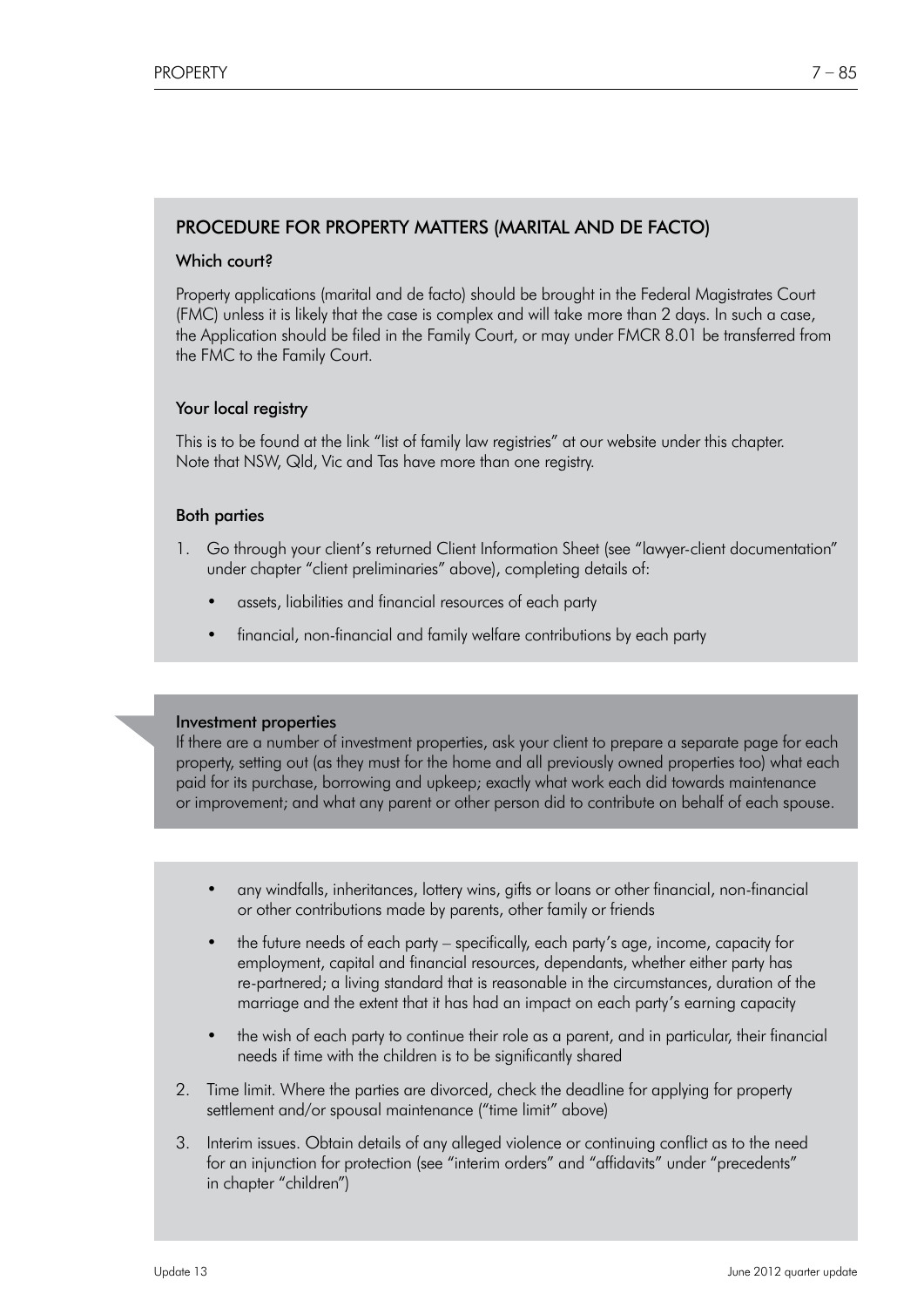## PROCEDURE FOR PROPERTY MATTERS (MARITAL AND DE FACTO)

### Which court?

Property applications (marital and de facto) should be brought in the Federal Magistrates Court (FMC) unless it is likely that the case is complex and will take more than 2 days. In such a case, the Application should be filed in the Family Court, or may under FMCR 8.01 be transferred from the FMC to the Family Court.

### Your local registry

This is to be found at the link "list of family law registries" at our website under this chapter. Note that NSW, Qld, Vic and Tas have more than one registry.

### Both parties

1. Go through your client's returned Client Information Sheet (see "lawyer-client documentation" under chapter "client preliminaries" above), completing details of:
   - assets, liabilities and financial resources of each party
   - financial, non-financial and family welfare contributions by each party

**Investment properties**
If there are a number of investment properties, ask your client to prepare a separate page for each property, setting out (as they must for the home and all previously owned properties too) what each paid for its purchase, borrowing and upkeep; exactly what work each did towards maintenance or improvement; and what any parent or other person did to contribute on behalf of each spouse.

   - any windfalls, inheritances, lottery wins, gifts or loans or other financial, non-financial or other contributions made by parents, other family or friends
   - the future needs of each party – specifically, each party's age, income, capacity for employment, capital and financial resources, dependants, whether either party has re-partnered; a living standard that is reasonable in the circumstances, duration of the marriage and the extent that it has had an impact on each party's earning capacity
   - the wish of each party to continue their role as a parent, and in particular, their financial needs if time with the children is to be significantly shared
2. Time limit. Where the parties are divorced, check the deadline for applying for property settlement and/or spousal maintenance ("time limit" above)
3. Interim issues. Obtain details of any alleged violence or continuing conflict as to the need for an injunction for protection (see "interim orders" and "affidavits" under "precedents" in chapter "children")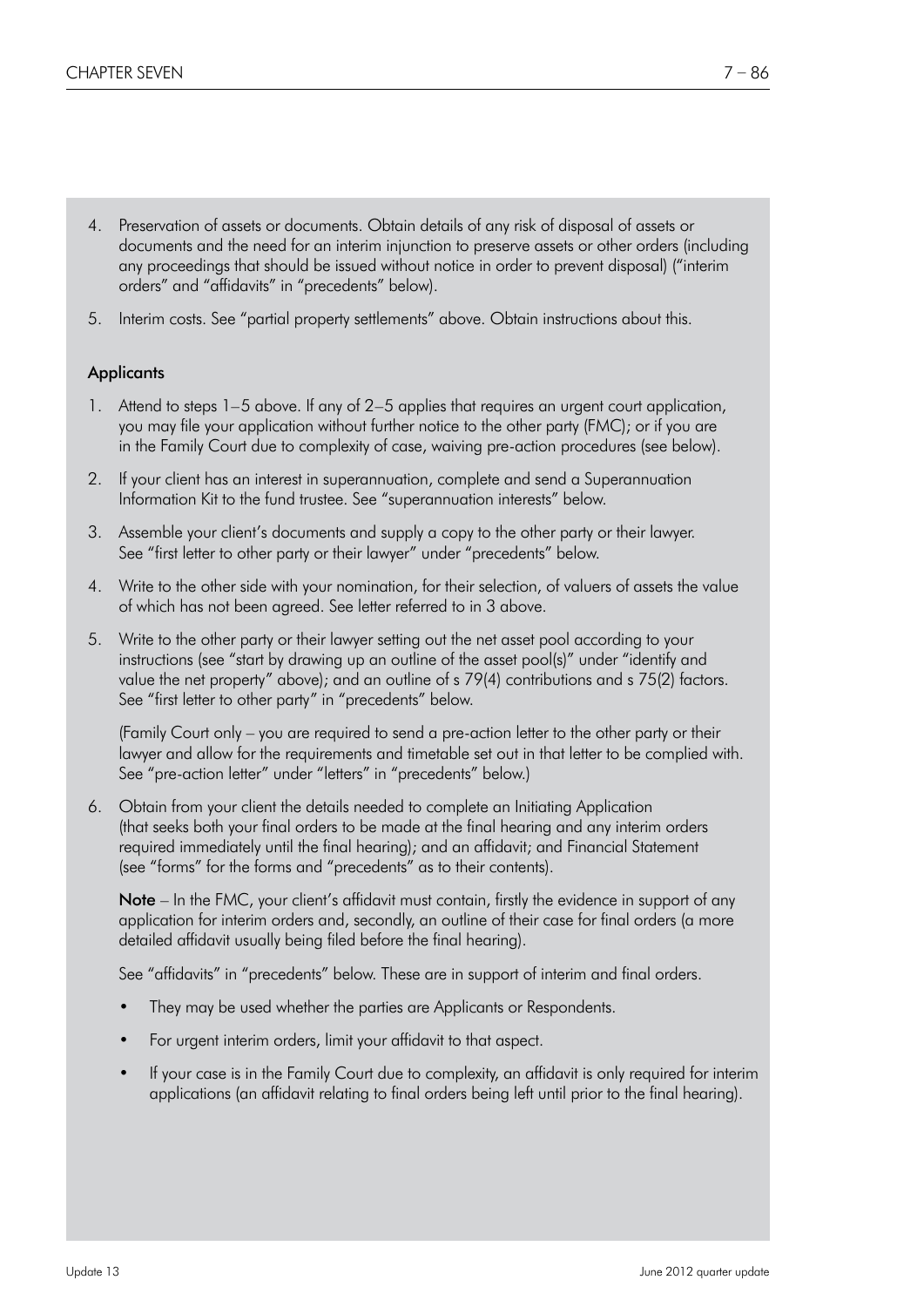4. Preservation of assets or documents. Obtain details of any risk of disposal of assets or documents and the need for an interim injunction to preserve assets or other orders (including any proceedings that should be issued without notice in order to prevent disposal) ("interim orders" and "affidavits" in "precedents" below).
5. Interim costs. See "partial property settlements" above. Obtain instructions about this.

**Applicants**

1. Attend to steps 1–5 above. If any of 2–5 applies that requires an urgent court application, you may file your application without further notice to the other party (FMC); or if you are in the Family Court due to complexity of case, waiving pre-action procedures (see below).
2. If your client has an interest in superannuation, complete and send a Superannuation Information Kit to the fund trustee. See "superannuation interests" below.
3. Assemble your client's documents and supply a copy to the other party or their lawyer. See "first letter to other party or their lawyer" under "precedents" below.
4. Write to the other side with your nomination, for their selection, of valuers of assets the value of which has not been agreed. See letter referred to in 3 above.
5. Write to the other party or their lawyer setting out the net asset pool according to your instructions (see "start by drawing up an outline of the asset pool(s)" under "identify and value the net property" above); and an outline of s 79(4) contributions and s 75(2) factors. See "first letter to other party" in "precedents" below.

   (Family Court only – you are required to send a pre-action letter to the other party or their lawyer and allow for the requirements and timetable set out in that letter to be complied with. See "pre-action letter" under "letters" in "precedents" below.)
6. Obtain from your client the details needed to complete an Initiating Application (that seeks both your final orders to be made at the final hearing and any interim orders required immediately until the final hearing); and an affidavit; and Financial Statement (see "forms" for the forms and "precedents" as to their contents).

   **Note** – In the FMC, your client's affidavit must contain, firstly the evidence in support of any application for interim orders and, secondly, an outline of their case for final orders (a more detailed affidavit usually being filed before the final hearing).

   See "affidavits" in "precedents" below. These are in support of interim and final orders.

   - They may be used whether the parties are Applicants or Respondents.
   - For urgent interim orders, limit your affidavit to that aspect.
   - If your case is in the Family Court due to complexity, an affidavit is only required for interim applications (an affidavit relating to final orders being left until prior to the final hearing).